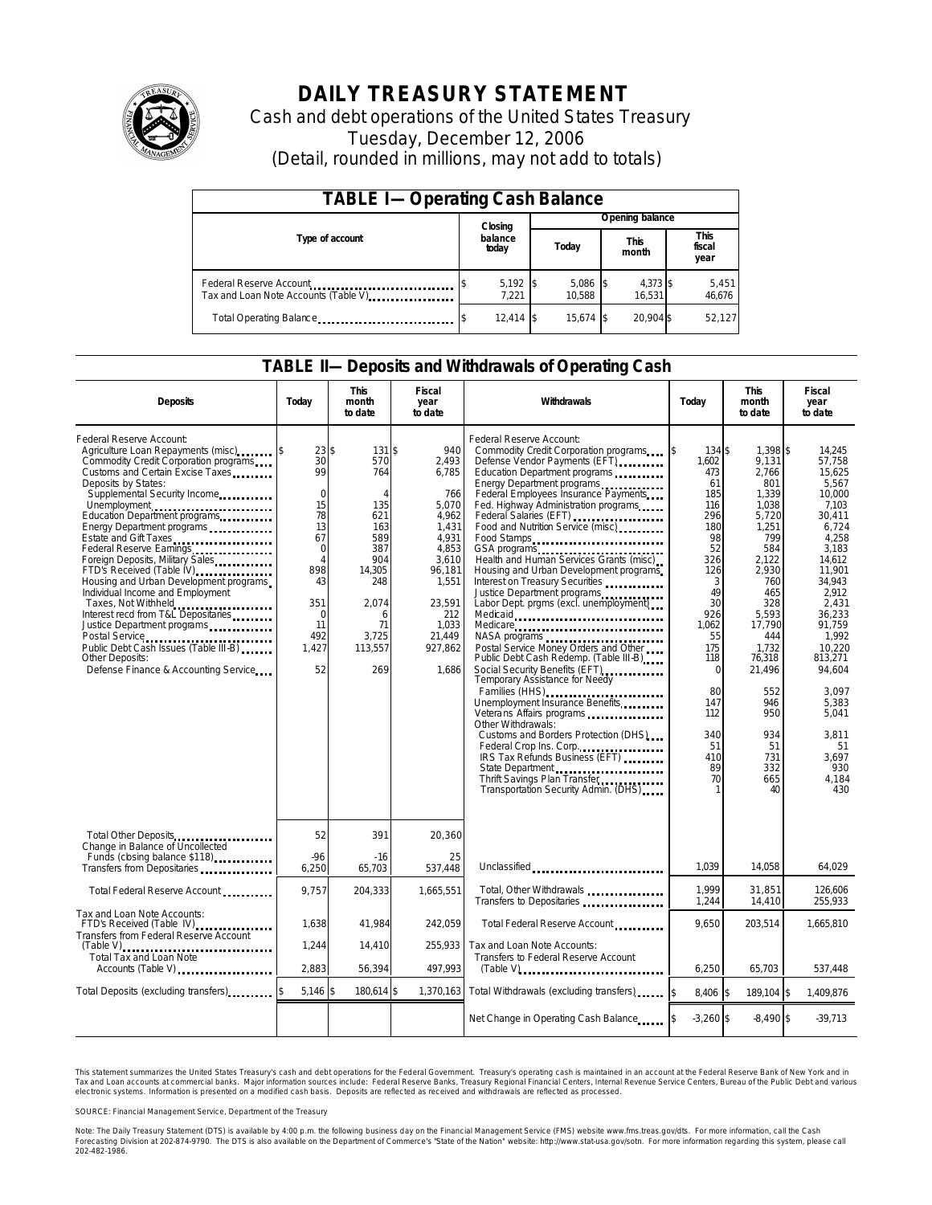# DAILY TREASURY STATEMENT

Cash and debt operations of the United States Treasury
Tuesday, December 12, 2006
(Detail, rounded in millions, may not add to totals)

## TABLE I—Operating Cash Balance

| Type of account | Closing balance today | Opening balance Today | Opening balance This month | Opening balance This fiscal year |
|---|---|---|---|---|
| Federal Reserve Account | $ 5,192 | $ 5,086 | $ 4,373 | $ 5,451 |
| Tax and Loan Note Accounts (Table V) | 7,221 | 10,588 | 16,531 | 46,676 |
| Total Operating Balance | $ 12,414 | $ 15,674 | $ 20,904 | $ 52,127 |

## TABLE II—Deposits and Withdrawals of Operating Cash

| Deposits | Today | This month to date | Fiscal year to date | Withdrawals | Today | This month to date | Fiscal year to date |
|---|---|---|---|---|---|---|---|
| Federal Reserve Account: | | | | Federal Reserve Account: | | | |
| Agriculture Loan Repayments (misc) | $ 23 | $ 131 | $ 940 | Commodity Credit Corporation programs | $ 134 | $ 1,398 | $ 14,245 |
| Commodity Credit Corporation programs | 30 | 570 | 2,493 | Defense Vendor Payments (EFT) | 1,602 | 9,131 | 57,758 |
| Customs and Certain Excise Taxes | 99 | 764 | 6,785 | Education Department programs | 473 | 2,766 | 15,625 |
| Deposits by States: | | | | Energy Department programs | 61 | 801 | 5,567 |
| Supplemental Security Income | 0 | 4 | 766 | Federal Employees Insurance Payments | 185 | 1,339 | 10,000 |
| Unemployment | 15 | 135 | 5,070 | Fed. Highway Administration programs | 116 | 1,038 | 7,103 |
| Education Department programs | 78 | 621 | 4,962 | Federal Salaries (EFT) | 296 | 5,720 | 30,411 |
| Energy Department programs | 13 | 163 | 1,431 | Food and Nutrition Service (misc) | 180 | 1,251 | 6,724 |
| Estate and Gift Taxes | 67 | 589 | 4,931 | Food Stamps | 98 | 799 | 4,258 |
| Federal Reserve Earnings | 0 | 387 | 4,853 | GSA programs | 52 | 584 | 3,183 |
| Foreign Deposits, Military Sales | 4 | 904 | 3,610 | Health and Human Services Grants (misc) | 326 | 2,122 | 14,612 |
| FTD's Received (Table IV) | 898 | 14,305 | 96,181 | Housing and Urban Development programs | 126 | 2,930 | 11,901 |
| Housing and Urban Development programs | 43 | 248 | 1,551 | Interest on Treasury Securities | 3 | 760 | 34,943 |
| Individual Income and Employment | | | | Justice Department programs | 49 | 465 | 2,912 |
| Taxes, Not Withheld | 351 | 2,074 | 23,591 | Labor Dept. prgms (excl. unemployment) | 30 | 328 | 2,431 |
| Interest recd from T&L Depositaries | 0 | 6 | 212 | Medicaid | 926 | 5,593 | 36,233 |
| Justice Department programs | 11 | 71 | 1,033 | Medicare | 1,062 | 17,790 | 91,759 |
| Postal Service | 492 | 3,725 | 21,449 | NASA programs | 55 | 444 | 1,992 |
| Public Debt Cash Issues (Table III-B) | 1,427 | 113,557 | 927,862 | Postal Service Money Orders and Other | 175 | 1,732 | 10,220 |
| Other Deposits: | | | | Public Debt Cash Redemp. (Table III-B) | 118 | 76,318 | 813,271 |
| Defense Finance & Accounting Service | 52 | 269 | 1,686 | Social Security Benefits (EFT) | 0 | 21,496 | 94,604 |
| | | | | Temporary Assistance for Needy Families (HHS) | 80 | 552 | 3,097 |
| | | | | Unemployment Insurance Benefits | 147 | 946 | 5,383 |
| | | | | Veterans Affairs programs | 112 | 950 | 5,041 |
| | | | | Other Withdrawals: | | | |
| | | | | Customs and Borders Protection (DHS) | 340 | 934 | 3,811 |
| | | | | Federal Crop Ins. Corp. | 51 | 51 | 51 |
| | | | | IRS Tax Refunds Business (EFT) | 410 | 731 | 3,697 |
| | | | | State Department | 89 | 332 | 930 |
| | | | | Thrift Savings Plan Transfer | 70 | 665 | 4,184 |
| | | | | Transportation Security Admin. (DHS) | 1 | 40 | 430 |
| Total Other Deposits | 52 | 391 | 20,360 | | | | |
| Change in Balance of Uncollected Funds (closing balance $118) | -96 | -16 | 25 | | | | |
| Transfers from Depositaries | 6,250 | 65,703 | 537,448 | Unclassified | 1,039 | 14,058 | 64,029 |
| Total Federal Reserve Account | 9,757 | 204,333 | 1,665,551 | Total, Other Withdrawals | 1,999 | 31,851 | 126,606 |
| | | | | Transfers to Depositaries | 1,244 | 14,410 | 255,933 |
| Tax and Loan Note Accounts: | | | | | | | |
| FTD's Received (Table IV) | 1,638 | 41,984 | 242,059 | Total Federal Reserve Account | 9,650 | 203,514 | 1,665,810 |
| Transfers from Federal Reserve Account (Table V) | 1,244 | 14,410 | 255,933 | Tax and Loan Note Accounts: | | | |
| Total Tax and Loan Note Accounts (Table V) | 2,883 | 56,394 | 497,993 | Transfers to Federal Reserve Account (Table V) | 6,250 | 65,703 | 537,448 |
| Total Deposits (excluding transfers) | $ 5,146 | $ 180,614 | $ 1,370,163 | Total Withdrawals (excluding transfers) | $ 8,406 | $ 189,104 | $ 1,409,876 |
| | | | | Net Change in Operating Cash Balance | $ -3,260 | $ -8,490 | $ -39,713 |

This statement summarizes the United States Treasury's cash and debt operations for the Federal Government. Treasury's operating cash is maintained in an account at the Federal Reserve Bank of New York and in Tax and Loan accounts at commercial banks. Major information sources include: Federal Reserve Banks, Treasury Regional Financial Centers, Internal Revenue Service Centers, Bureau of the Public Debt and various electronic systems. Information is presented on a modified cash basis. Deposits are reflected as received and withdrawals are reflected as processed.

SOURCE: Financial Management Service, Department of the Treasury

Note: The Daily Treasury Statement (DTS) is available by 4:00 p.m. the following business day on the Financial Management Service (FMS) website www.fms.treas.gov/dts. For more information, call the Cash Forecasting Division at 202-874-9790. The DTS is also available on the Department of Commerce's "State of the Nation" website: http://www.stat-usa.gov/sotn. For more information regarding this system, please call 202-482-1986.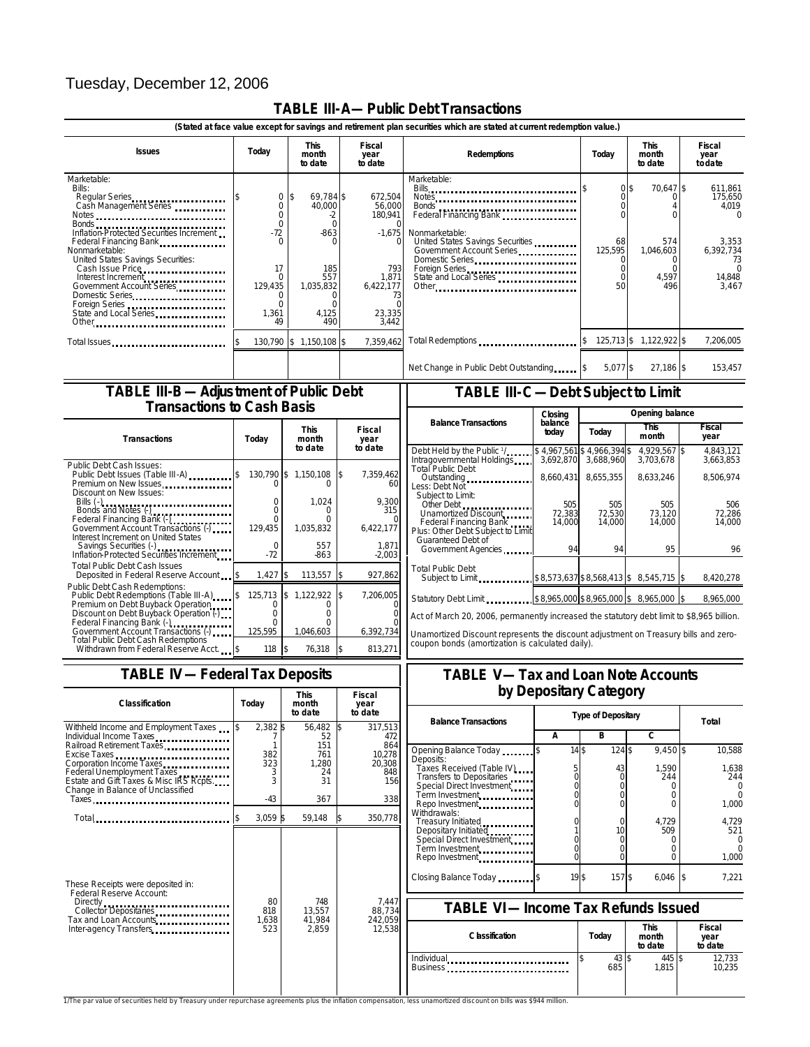Tuesday, December 12, 2006

## TABLE III-A — Public Debt Transactions

(Stated at face value except for savings and retirement plan securities which are stated at current redemption value.)

| Issues | Today | This month to date | Fiscal year to date | Redemptions | Today | This month to date | Fiscal year to date |
|---|---|---|---|---|---|---|---|
| Marketable: | | | | Marketable: | | | |
| Bills: | | | | Bills | $ 0 | $ 70,647 | $ 611,861 |
| Regular Series | $ 0 | $ 69,784 | $ 672,504 | Notes | 0 | 0 | 175,650 |
| Cash Management Series | 0 | 40,000 | 56,000 | Bonds | 0 | 4 | 4,019 |
| Notes | 0 | -2 | 180,941 | Federal Financing Bank | 0 | 0 | 0 |
| Bonds | 0 | 0 | 0 | | | | |
| Inflation-Protected Securities Increment | -72 | -863 | -1,675 | Nonmarketable: | | | |
| Federal Financing Bank | 0 | 0 | 0 | United States Savings Securities | 68 | 574 | 3,353 |
| Nonmarketable: | | | | Government Account Series | 125,595 | 1,046,603 | 6,392,734 |
| United States Savings Securities: | | | | Domestic Series | 0 | 0 | 73 |
| Cash Issue Price | 17 | 185 | 793 | Foreign Series | 0 | 0 | 0 |
| Interest Increment | 0 | 557 | 1,871 | State and Local Series | 0 | 4,597 | 14,848 |
| Government Account Series | 129,435 | 1,035,832 | 6,422,177 | Other | 50 | 496 | 3,467 |
| Domestic Series | 0 | 0 | 73 | | | | |
| Foreign Series | 0 | 0 | 0 | | | | |
| State and Local Series | 1,361 | 4,125 | 23,335 | | | | |
| Other | 49 | 490 | 3,442 | | | | |
| Total Issues | $ 130,790 | $ 1,150,108 | $ 7,359,462 | Total Redemptions | $ 125,713 | $ 1,122,922 | $ 7,206,005 |
| | | | | Net Change in Public Debt Outstanding | $ 5,077 | $ 27,186 | $ 153,457 |

## TABLE III-B — Adjustment of Public Debt Transactions to Cash Basis

| Transactions | Today | This month to date | Fiscal year to date |
|---|---|---|---|
| Public Debt Cash Issues: | | | |
| Public Debt Issues (Table III-A) | $ 130,790 | $ 1,150,108 | $ 7,359,462 |
| Premium on New Issues | 0 | 0 | 60 |
| Discount on New Issues: | | | |
| Bills (-) | 0 | 1,024 | 9,300 |
| Bonds and Notes (-) | 0 | 0 | 315 |
| Federal Financing Bank (-) | 0 | 0 | 0 |
| Government Account Transactions (-) | 129,435 | 1,035,832 | 6,422,177 |
| Interest Increment on United States Savings Securities (-) | 0 | 557 | 1,871 |
| Inflation-Protected Securities Increment | -72 | -863 | -2,003 |
| Total Public Debt Cash Issues Deposited in Federal Reserve Account | $ 1,427 | $ 113,557 | $ 927,862 |
| Public Debt Cash Redemptions: | | | |
| Public Debt Redemptions (Table III-A) | $ 125,713 | $ 1,122,922 | $ 7,206,005 |
| Premium on Debt Buyback Operation | 0 | 0 | 0 |
| Discount on Debt Buyback Operation (-) | 0 | 0 | 0 |
| Federal Financing Bank (-) | 0 | 0 | 0 |
| Government Account Transactions (-) | 125,595 | 1,046,603 | 6,392,734 |
| Total Public Debt Cash Redemptions Withdrawn from Federal Reserve Acct. | $ 118 | $ 76,318 | $ 813,271 |

## TABLE III-C — Debt Subject to Limit

| Balance Transactions | Closing balance today | Opening balance Today | Opening balance This month | Opening balance Fiscal year |
|---|---|---|---|---|
| Debt Held by the Public [1] | $ 4,967,561 | $ 4,966,394 | $ 4,929,567 | $ 4,843,121 |
| Intragovernmental Holdings | 3,692,870 | 3,688,960 | 3,703,678 | 3,663,853 |
| Total Public Debt Outstanding | 8,660,431 | 8,655,355 | 8,633,246 | 8,506,974 |
| Less: Debt Not Subject to Limit: | | | | |
| Other Debt | 505 | 505 | 505 | 506 |
| Unamortized Discount | 72,383 | 72,530 | 73,120 | 72,286 |
| Federal Financing Bank | 14,000 | 14,000 | 14,000 | 14,000 |
| Plus: Other Debt Subject to Limit | | | | |
| Guaranteed Debt of Government Agencies | 94 | 94 | 95 | 96 |
| Total Public Debt Subject to Limit | $ 8,573,637 | $ 8,568,413 | $ 8,545,715 | $ 8,420,278 |
| Statutory Debt Limit | $ 8,965,000 | $ 8,965,000 | $ 8,965,000 | $ 8,965,000 |

Act of March 20, 2006, permanently increased the statutory debt limit to $8,965 billion.

Unamortized Discount represents the discount adjustment on Treasury bills and zero-coupon bonds (amortization is calculated daily).

## TABLE IV — Federal Tax Deposits

| Classification | Today | This month to date | Fiscal year to date |
|---|---|---|---|
| Withheld Income and Employment Taxes | $ 2,382 | $ 56,482 | $ 317,513 |
| Individual Income Taxes | 7 | 52 | 472 |
| Railroad Retirement Taxes | 1 | 151 | 864 |
| Excise Taxes | 382 | 761 | 10,278 |
| Corporation Income Taxes | 323 | 1,280 | 20,308 |
| Federal Unemployment Taxes | 3 | 24 | 848 |
| Estate and Gift Taxes & Misc IRS Rcpts. | 3 | 31 | 156 |
| Change in Balance of Unclassified Taxes | -43 | 367 | 338 |
| Total | $ 3,059 | $ 59,148 | $ 350,778 |
| These Receipts were deposited in: | | | |
| Federal Reserve Account: | | | |
| Directly | 80 | 748 | 7,447 |
| Collector Depositaries | 818 | 13,557 | 88,734 |
| Tax and Loan Accounts | 1,638 | 41,984 | 242,059 |
| Inter-agency Transfers | 523 | 2,859 | 12,538 |

## TABLE V — Tax and Loan Note Accounts by Depositary Category

| Balance Transactions | Type of Depositary A | Type of Depositary B | Type of Depositary C | Total |
|---|---|---|---|---|
| Opening Balance Today | $ 14 | $ 124 | $ 9,450 | $ 10,588 |
| Deposits: | | | | |
| Taxes Received (Table IV) | 5 | 43 | 1,590 | 1,638 |
| Transfers to Depositaries | 0 | 0 | 244 | 244 |
| Special Direct Investment | 0 | 0 | 0 | 0 |
| Term Investment | 0 | 0 | 0 | 0 |
| Repo Investment | 0 | 0 | 0 | 1,000 |
| Withdrawals: | | | | |
| Treasury Initiated | 0 | 0 | 4,729 | 4,729 |
| Depositary Initiated | 1 | 10 | 509 | 521 |
| Special Direct Investment | 0 | 0 | 0 | 0 |
| Term Investment | 0 | 0 | 0 | 0 |
| Repo Investment | 0 | 0 | 0 | 1,000 |
| Closing Balance Today | $ 19 | $ 157 | $ 6,046 | $ 7,221 |

## TABLE VI — Income Tax Refunds Issued

| Classification | Today | This month to date | Fiscal year to date |
|---|---|---|---|
| Individual | $ 43 | $ 445 | $ 12,733 |
| Business | 685 | 1,815 | 10,235 |

1/The par value of securities held by Treasury under repurchase agreements plus the inflation compensation, less unamortized discount on bills was $944 million.